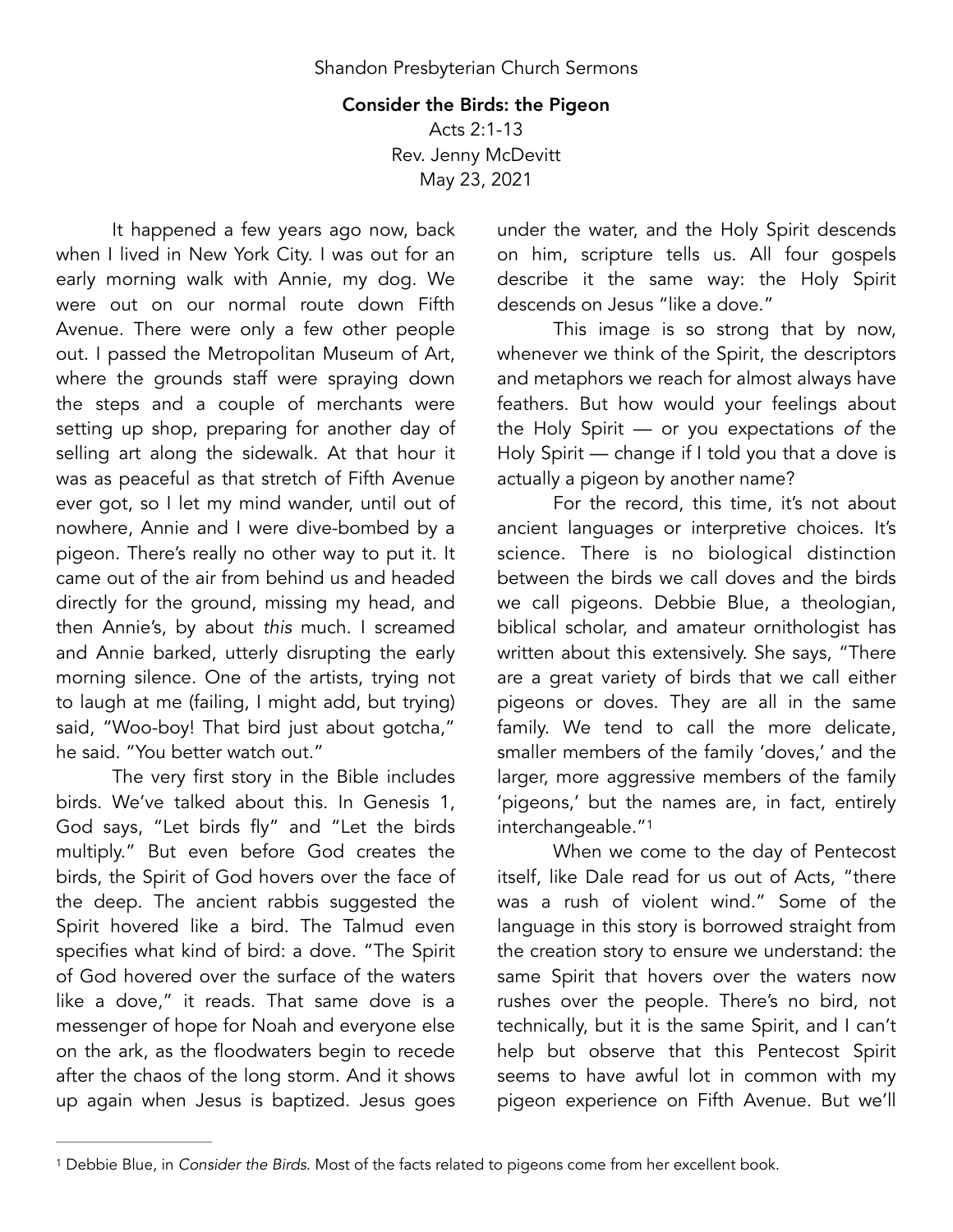Shandon Presbyterian Church Sermons

# Consider the Birds: the Pigeon

Acts 2:1-13
Rev. Jenny McDevitt
May 23, 2021

It happened a few years ago now, back when I lived in New York City. I was out for an early morning walk with Annie, my dog. We were out on our normal route down Fifth Avenue. There were only a few other people out. I passed the Metropolitan Museum of Art, where the grounds staff were spraying down the steps and a couple of merchants were setting up shop, preparing for another day of selling art along the sidewalk. At that hour it was as peaceful as that stretch of Fifth Avenue ever got, so I let my mind wander, until out of nowhere, Annie and I were dive-bombed by a pigeon. There's really no other way to put it. It came out of the air from behind us and headed directly for the ground, missing my head, and then Annie's, by about *this* much. I screamed and Annie barked, utterly disrupting the early morning silence. One of the artists, trying not to laugh at me (failing, I might add, but trying) said, "Woo-boy! That bird just about gotcha," he said. "You better watch out."

The very first story in the Bible includes birds. We've talked about this. In Genesis 1, God says, "Let birds fly" and "Let the birds multiply." But even before God creates the birds, the Spirit of God hovers over the face of the deep. The ancient rabbis suggested the Spirit hovered like a bird. The Talmud even specifies what kind of bird: a dove. "The Spirit of God hovered over the surface of the waters like a dove," it reads. That same dove is a messenger of hope for Noah and everyone else on the ark, as the floodwaters begin to recede after the chaos of the long storm. And it shows up again when Jesus is baptized. Jesus goes under the water, and the Holy Spirit descends on him, scripture tells us. All four gospels describe it the same way: the Holy Spirit descends on Jesus "like a dove."

This image is so strong that by now, whenever we think of the Spirit, the descriptors and metaphors we reach for almost always have feathers. But how would your feelings about the Holy Spirit — or you expectations *of* the Holy Spirit — change if I told you that a dove is actually a pigeon by another name?

For the record, this time, it's not about ancient languages or interpretive choices. It's science. There is no biological distinction between the birds we call doves and the birds we call pigeons. Debbie Blue, a theologian, biblical scholar, and amateur ornithologist has written about this extensively. She says, "There are a great variety of birds that we call either pigeons or doves. They are all in the same family. We tend to call the more delicate, smaller members of the family 'doves,' and the larger, more aggressive members of the family 'pigeons,' but the names are, in fact, entirely interchangeable."[1]

When we come to the day of Pentecost itself, like Dale read for us out of Acts, "there was a rush of violent wind." Some of the language in this story is borrowed straight from the creation story to ensure we understand: the same Spirit that hovers over the waters now rushes over the people. There's no bird, not technically, but it is the same Spirit, and I can't help but observe that this Pentecost Spirit seems to have awful lot in common with my pigeon experience on Fifth Avenue. But we'll

[1] Debbie Blue, in *Consider the Birds.* Most of the facts related to pigeons come from her excellent book.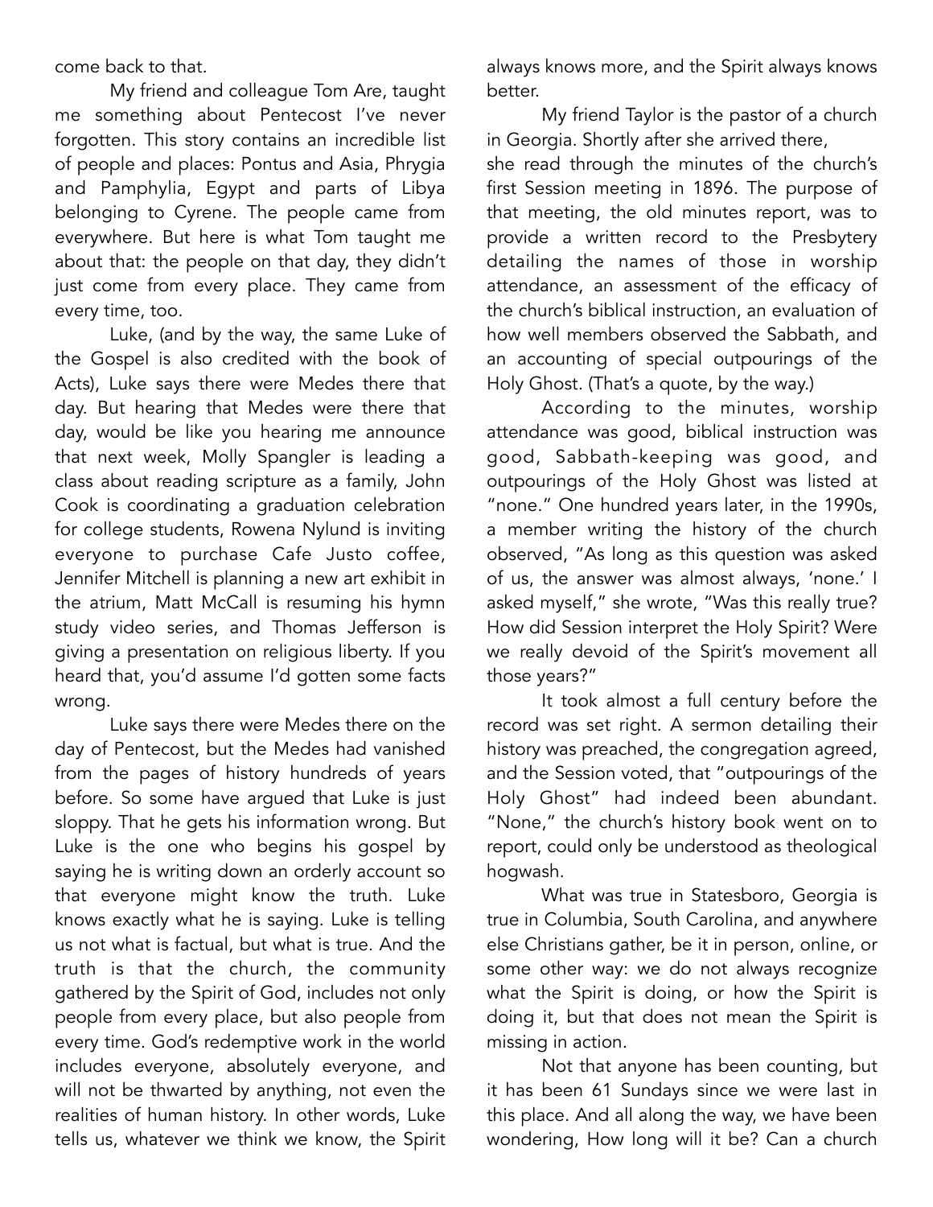come back to that.

My friend and colleague Tom Are, taught me something about Pentecost I've never forgotten. This story contains an incredible list of people and places: Pontus and Asia, Phrygia and Pamphylia, Egypt and parts of Libya belonging to Cyrene. The people came from everywhere. But here is what Tom taught me about that: the people on that day, they didn't just come from every place. They came from every time, too.

Luke, (and by the way, the same Luke of the Gospel is also credited with the book of Acts), Luke says there were Medes there that day. But hearing that Medes were there that day, would be like you hearing me announce that next week, Molly Spangler is leading a class about reading scripture as a family, John Cook is coordinating a graduation celebration for college students, Rowena Nylund is inviting everyone to purchase Cafe Justo coffee, Jennifer Mitchell is planning a new art exhibit in the atrium, Matt McCall is resuming his hymn study video series, and Thomas Jefferson is giving a presentation on religious liberty. If you heard that, you'd assume I'd gotten some facts wrong.

Luke says there were Medes there on the day of Pentecost, but the Medes had vanished from the pages of history hundreds of years before. So some have argued that Luke is just sloppy. That he gets his information wrong. But Luke is the one who begins his gospel by saying he is writing down an orderly account so that everyone might know the truth. Luke knows exactly what he is saying. Luke is telling us not what is factual, but what is true. And the truth is that the church, the community gathered by the Spirit of God, includes not only people from every place, but also people from every time. God's redemptive work in the world includes everyone, absolutely everyone, and will not be thwarted by anything, not even the realities of human history. In other words, Luke tells us, whatever we think we know, the Spirit always knows more, and the Spirit always knows better.

My friend Taylor is the pastor of a church in Georgia. Shortly after she arrived there, she read through the minutes of the church's first Session meeting in 1896. The purpose of that meeting, the old minutes report, was to provide a written record to the Presbytery detailing the names of those in worship attendance, an assessment of the efficacy of the church's biblical instruction, an evaluation of how well members observed the Sabbath, and an accounting of special outpourings of the Holy Ghost. (That's a quote, by the way.)

According to the minutes, worship attendance was good, biblical instruction was good, Sabbath-keeping was good, and outpourings of the Holy Ghost was listed at "none." One hundred years later, in the 1990s, a member writing the history of the church observed, "As long as this question was asked of us, the answer was almost always, 'none.' I asked myself," she wrote, "Was this really true? How did Session interpret the Holy Spirit? Were we really devoid of the Spirit's movement all those years?"

It took almost a full century before the record was set right. A sermon detailing their history was preached, the congregation agreed, and the Session voted, that "outpourings of the Holy Ghost" had indeed been abundant. "None," the church's history book went on to report, could only be understood as theological hogwash.

What was true in Statesboro, Georgia is true in Columbia, South Carolina, and anywhere else Christians gather, be it in person, online, or some other way: we do not always recognize what the Spirit is doing, or how the Spirit is doing it, but that does not mean the Spirit is missing in action.

Not that anyone has been counting, but it has been 61 Sundays since we were last in this place. And all along the way, we have been wondering, How long will it be? Can a church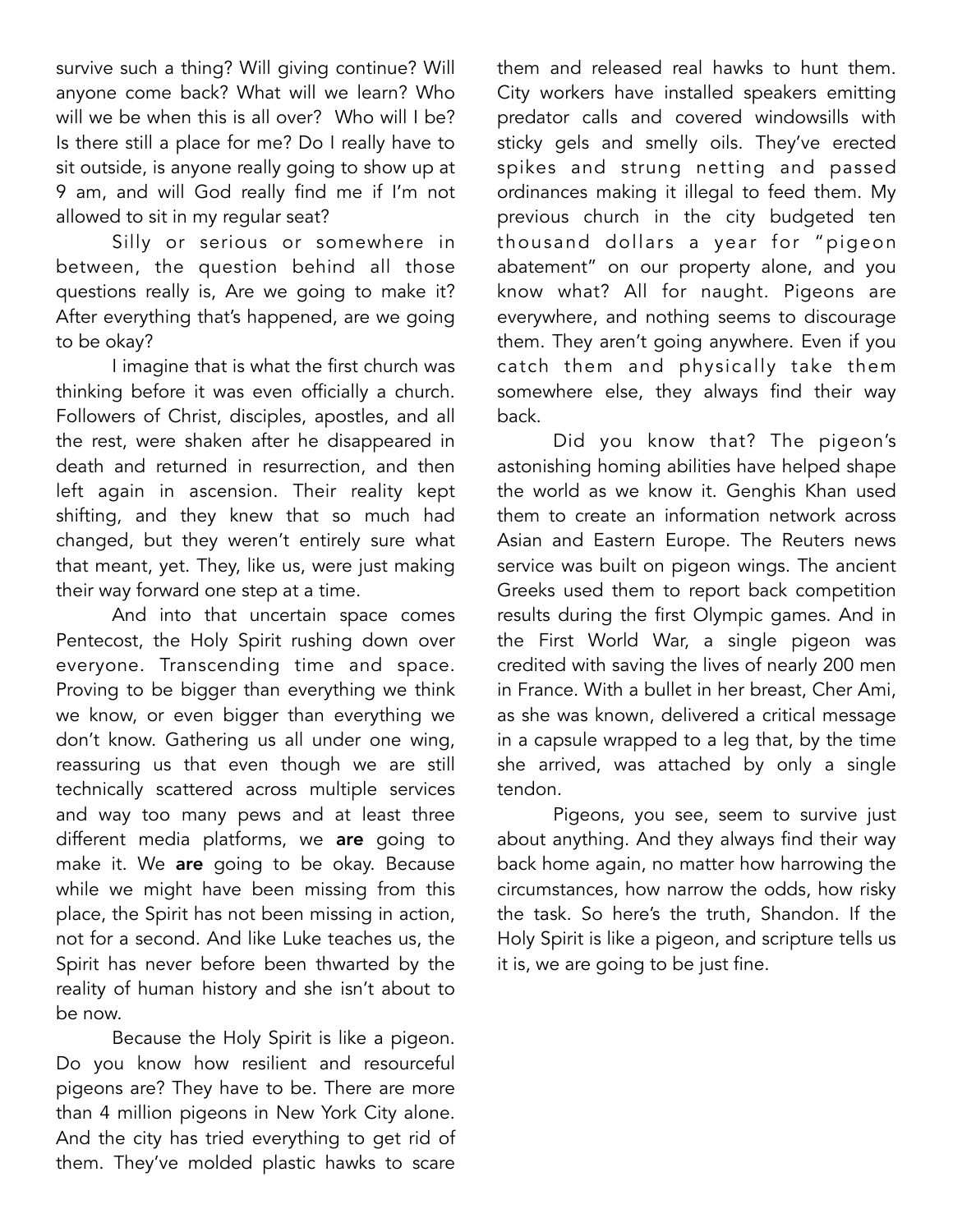survive such a thing? Will giving continue? Will anyone come back? What will we learn? Who will we be when this is all over? Who will I be? Is there still a place for me? Do I really have to sit outside, is anyone really going to show up at 9 am, and will God really find me if I'm not allowed to sit in my regular seat?

Silly or serious or somewhere in between, the question behind all those questions really is, Are we going to make it? After everything that's happened, are we going to be okay?

I imagine that is what the first church was thinking before it was even officially a church. Followers of Christ, disciples, apostles, and all the rest, were shaken after he disappeared in death and returned in resurrection, and then left again in ascension. Their reality kept shifting, and they knew that so much had changed, but they weren't entirely sure what that meant, yet. They, like us, were just making their way forward one step at a time.

And into that uncertain space comes Pentecost, the Holy Spirit rushing down over everyone. Transcending time and space. Proving to be bigger than everything we think we know, or even bigger than everything we don't know. Gathering us all under one wing, reassuring us that even though we are still technically scattered across multiple services and way too many pews and at least three different media platforms, we **are** going to make it. We **are** going to be okay. Because while we might have been missing from this place, the Spirit has not been missing in action, not for a second. And like Luke teaches us, the Spirit has never before been thwarted by the reality of human history and she isn't about to be now.

Because the Holy Spirit is like a pigeon. Do you know how resilient and resourceful pigeons are? They have to be. There are more than 4 million pigeons in New York City alone. And the city has tried everything to get rid of them. They've molded plastic hawks to scare them and released real hawks to hunt them. City workers have installed speakers emitting predator calls and covered windowsills with sticky gels and smelly oils. They've erected spikes and strung netting and passed ordinances making it illegal to feed them. My previous church in the city budgeted ten thousand dollars a year for "pigeon abatement" on our property alone, and you know what? All for naught. Pigeons are everywhere, and nothing seems to discourage them. They aren't going anywhere. Even if you catch them and physically take them somewhere else, they always find their way back.

Did you know that? The pigeon's astonishing homing abilities have helped shape the world as we know it. Genghis Khan used them to create an information network across Asian and Eastern Europe. The Reuters news service was built on pigeon wings. The ancient Greeks used them to report back competition results during the first Olympic games. And in the First World War, a single pigeon was credited with saving the lives of nearly 200 men in France. With a bullet in her breast, Cher Ami, as she was known, delivered a critical message in a capsule wrapped to a leg that, by the time she arrived, was attached by only a single tendon.

Pigeons, you see, seem to survive just about anything. And they always find their way back home again, no matter how harrowing the circumstances, how narrow the odds, how risky the task. So here's the truth, Shandon. If the Holy Spirit is like a pigeon, and scripture tells us it is, we are going to be just fine.